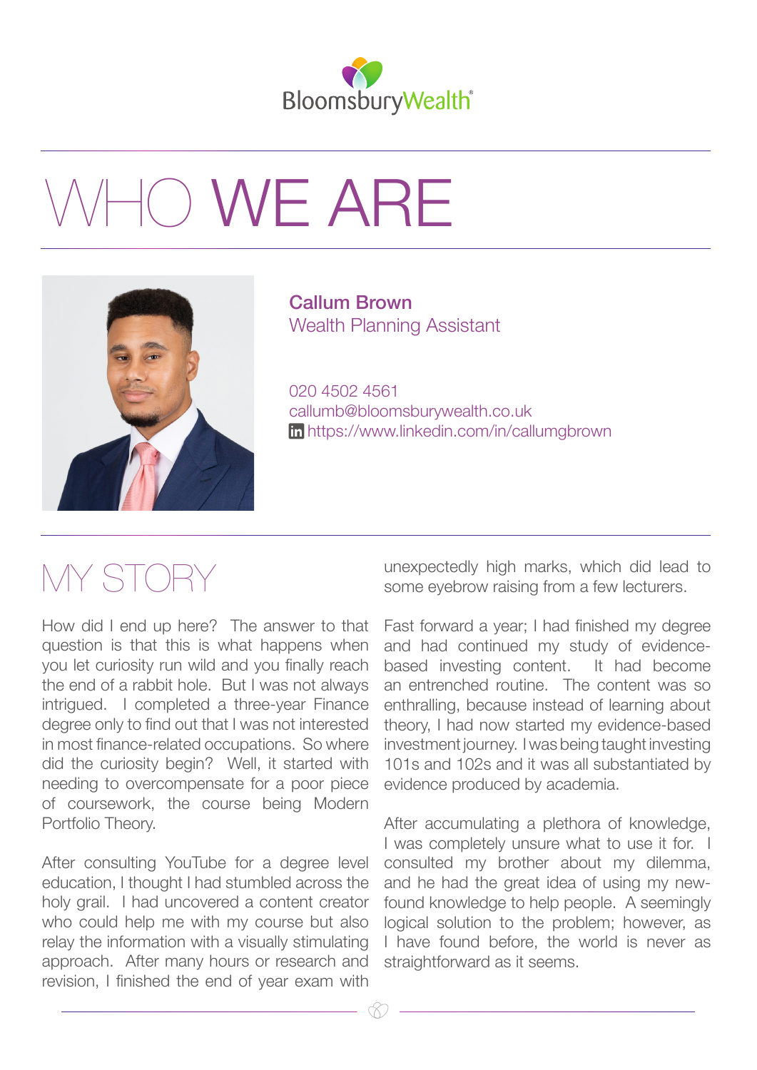BloomsburyWealth

# WHO WE ARE

**Callum Brown**
Wealth Planning Assistant

020 4502 4561
callumb@bloomsburywealth.co.uk
https://www.linkedin.com/in/callumgbrown

## MY STORY

How did I end up here? The answer to that question is that this is what happens when you let curiosity run wild and you finally reach the end of a rabbit hole. But I was not always intrigued. I completed a three-year Finance degree only to find out that I was not interested in most finance-related occupations. So where did the curiosity begin? Well, it started with needing to overcompensate for a poor piece of coursework, the course being Modern Portfolio Theory.

After consulting YouTube for a degree level education, I thought I had stumbled across the holy grail. I had uncovered a content creator who could help me with my course but also relay the information with a visually stimulating approach. After many hours or research and revision, I finished the end of year exam with unexpectedly high marks, which did lead to some eyebrow raising from a few lecturers.

Fast forward a year; I had finished my degree and had continued my study of evidence-based investing content. It had become an entrenched routine. The content was so enthralling, because instead of learning about theory, I had now started my evidence-based investment journey. I was being taught investing 101s and 102s and it was all substantiated by evidence produced by academia.

After accumulating a plethora of knowledge, I was completely unsure what to use it for. I consulted my brother about my dilemma, and he had the great idea of using my new-found knowledge to help people. A seemingly logical solution to the problem; however, as I have found before, the world is never as straightforward as it seems.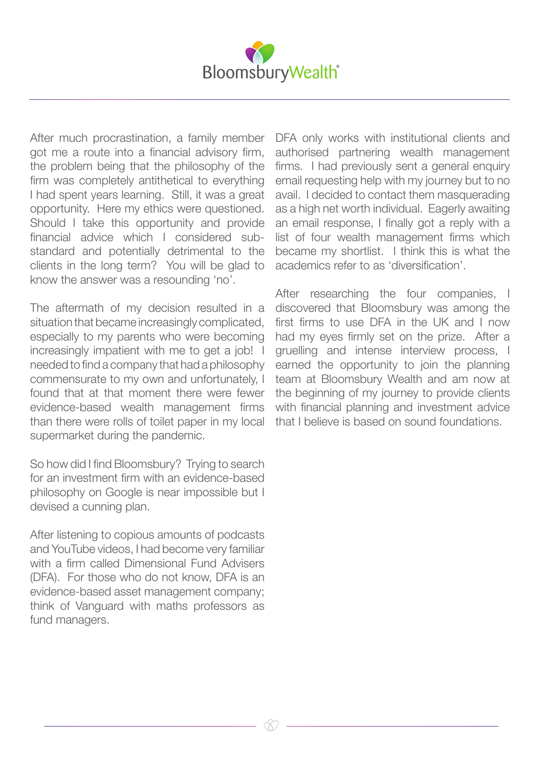After much procrastination, a family member got me a route into a financial advisory firm, the problem being that the philosophy of the firm was completely antithetical to everything I had spent years learning. Still, it was a great opportunity. Here my ethics were questioned. Should I take this opportunity and provide financial advice which I considered sub-standard and potentially detrimental to the clients in the long term? You will be glad to know the answer was a resounding 'no'.

The aftermath of my decision resulted in a situation that became increasingly complicated, especially to my parents who were becoming increasingly impatient with me to get a job! I needed to find a company that had a philosophy commensurate to my own and unfortunately, I found that at that moment there were fewer evidence-based wealth management firms than there were rolls of toilet paper in my local supermarket during the pandemic.

So how did I find Bloomsbury? Trying to search for an investment firm with an evidence-based philosophy on Google is near impossible but I devised a cunning plan.

After listening to copious amounts of podcasts and YouTube videos, I had become very familiar with a firm called Dimensional Fund Advisers (DFA). For those who do not know, DFA is an evidence-based asset management company; think of Vanguard with maths professors as fund managers.

DFA only works with institutional clients and authorised partnering wealth management firms. I had previously sent a general enquiry email requesting help with my journey but to no avail. I decided to contact them masquerading as a high net worth individual. Eagerly awaiting an email response, I finally got a reply with a list of four wealth management firms which became my shortlist. I think this is what the academics refer to as 'diversification'.

After researching the four companies, I discovered that Bloomsbury was among the first firms to use DFA in the UK and I now had my eyes firmly set on the prize. After a gruelling and intense interview process, I earned the opportunity to join the planning team at Bloomsbury Wealth and am now at the beginning of my journey to provide clients with financial planning and investment advice that I believe is based on sound foundations.